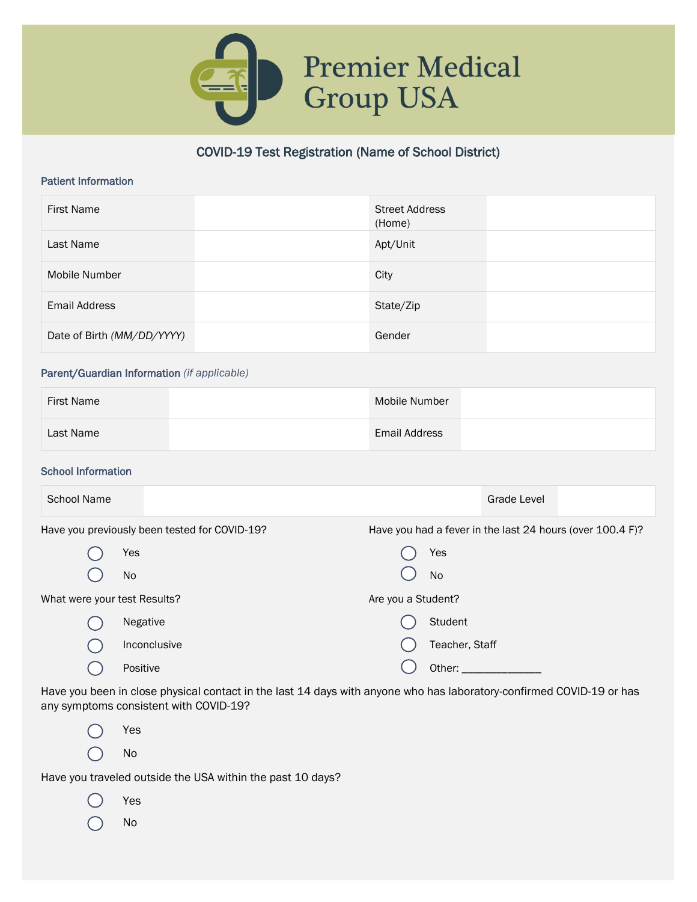# Premier Medical Group USA

## COVID-19 Test Registration (Name of School District)

### Patient Information

| | | | |
|---|---|---|---|
| First Name | | Street Address (Home) | |
| Last Name | | Apt/Unit | |
| Mobile Number | | City | |
| Email Address | | State/Zip | |
| Date of Birth *(MM/DD/YYYY)* | | Gender | |

### Parent/Guardian Information *(if applicable)*

| | | | |
|---|---|---|---|
| First Name | | Mobile Number | |
| Last Name | | Email Address | |

### School Information

| | | | |
|---|---|---|---|
| School Name | | Grade Level | |

Have you previously been tested for COVID-19?

- ◯ Yes
- ◯ No

Have you had a fever in the last 24 hours (over 100.4 F)?

- ◯ Yes
- ◯ No

What were your test Results?

- ◯ Negative
- ◯ Inconclusive
- ◯ Positive

Are you a Student?

- ◯ Student
- ◯ Teacher, Staff
- ◯ Other: ______________

Have you been in close physical contact in the last 14 days with anyone who has laboratory-confirmed COVID-19 or has any symptoms consistent with COVID-19?

- ◯ Yes
- ◯ No

Have you traveled outside the USA within the past 10 days?

- ◯ Yes
- ◯ No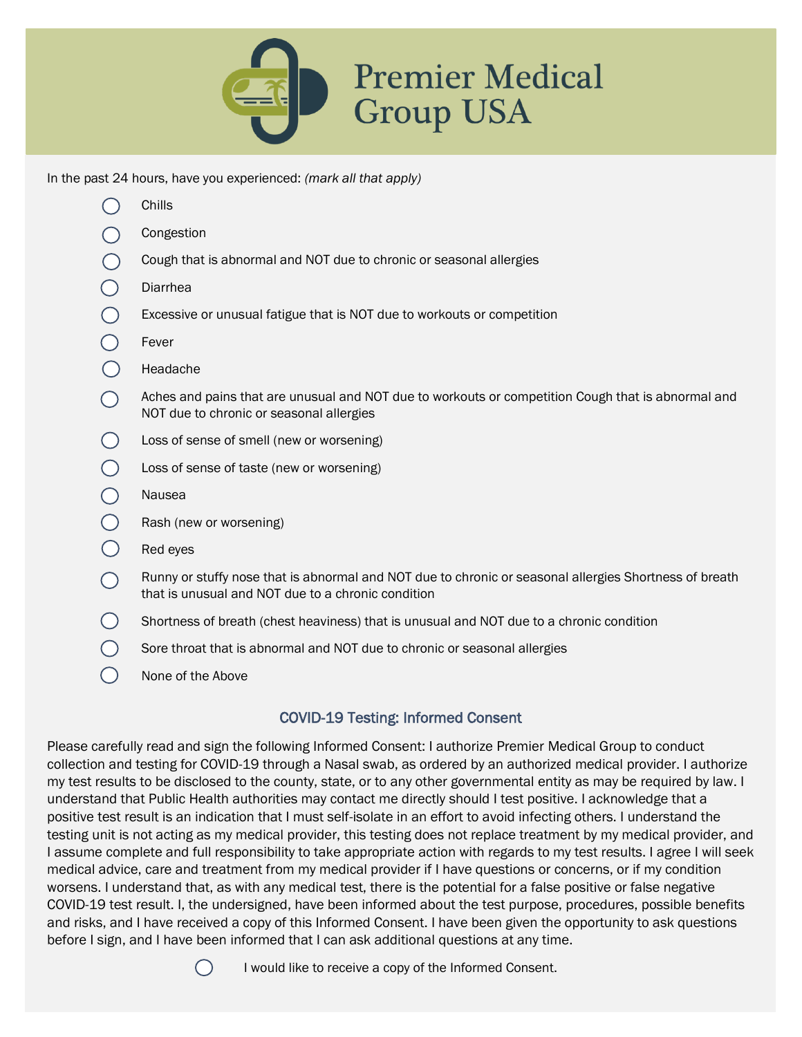# Premier Medical Group USA

In the past 24 hours, have you experienced: *(mark all that apply)*

- ◯ Chills
- ◯ Congestion
- ◯ Cough that is abnormal and NOT due to chronic or seasonal allergies
- ◯ Diarrhea
- ◯ Excessive or unusual fatigue that is NOT due to workouts or competition
- ◯ Fever
- ◯ Headache
- ◯ Aches and pains that are unusual and NOT due to workouts or competition Cough that is abnormal and NOT due to chronic or seasonal allergies
- ◯ Loss of sense of smell (new or worsening)
- ◯ Loss of sense of taste (new or worsening)
- ◯ Nausea
- ◯ Rash (new or worsening)
- ◯ Red eyes
- ◯ Runny or stuffy nose that is abnormal and NOT due to chronic or seasonal allergies Shortness of breath that is unusual and NOT due to a chronic condition
- ◯ Shortness of breath (chest heaviness) that is unusual and NOT due to a chronic condition
- ◯ Sore throat that is abnormal and NOT due to chronic or seasonal allergies
- ◯ None of the Above

## COVID-19 Testing: Informed Consent

Please carefully read and sign the following Informed Consent: I authorize Premier Medical Group to conduct collection and testing for COVID-19 through a Nasal swab, as ordered by an authorized medical provider. I authorize my test results to be disclosed to the county, state, or to any other governmental entity as may be required by law. I understand that Public Health authorities may contact me directly should I test positive. I acknowledge that a positive test result is an indication that I must self-isolate in an effort to avoid infecting others. I understand the testing unit is not acting as my medical provider, this testing does not replace treatment by my medical provider, and I assume complete and full responsibility to take appropriate action with regards to my test results. I agree I will seek medical advice, care and treatment from my medical provider if I have questions or concerns, or if my condition worsens. I understand that, as with any medical test, there is the potential for a false positive or false negative COVID-19 test result. I, the undersigned, have been informed about the test purpose, procedures, possible benefits and risks, and I have received a copy of this Informed Consent. I have been given the opportunity to ask questions before I sign, and I have been informed that I can ask additional questions at any time.

◯ I would like to receive a copy of the Informed Consent.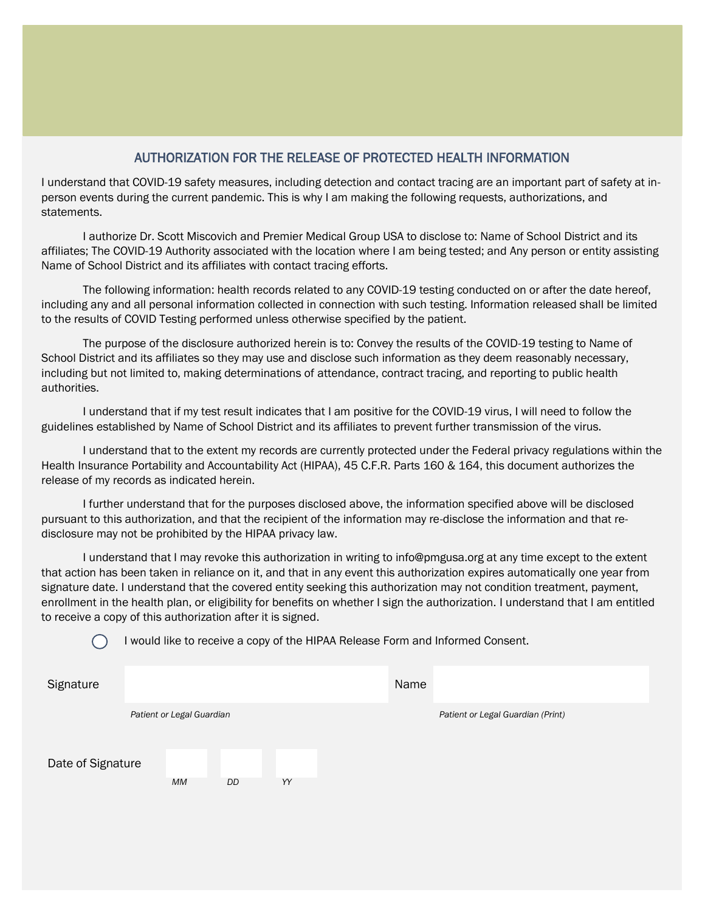## AUTHORIZATION FOR THE RELEASE OF PROTECTED HEALTH INFORMATION

I understand that COVID-19 safety measures, including detection and contact tracing are an important part of safety at in-person events during the current pandemic. This is why I am making the following requests, authorizations, and statements.

I authorize Dr. Scott Miscovich and Premier Medical Group USA to disclose to: Name of School District and its affiliates; The COVID-19 Authority associated with the location where I am being tested; and Any person or entity assisting Name of School District and its affiliates with contact tracing efforts.

The following information: health records related to any COVID-19 testing conducted on or after the date hereof, including any and all personal information collected in connection with such testing. Information released shall be limited to the results of COVID Testing performed unless otherwise specified by the patient.

The purpose of the disclosure authorized herein is to: Convey the results of the COVID-19 testing to Name of School District and its affiliates so they may use and disclose such information as they deem reasonably necessary, including but not limited to, making determinations of attendance, contract tracing, and reporting to public health authorities.

I understand that if my test result indicates that I am positive for the COVID-19 virus, I will need to follow the guidelines established by Name of School District and its affiliates to prevent further transmission of the virus.

I understand that to the extent my records are currently protected under the Federal privacy regulations within the Health Insurance Portability and Accountability Act (HIPAA), 45 C.F.R. Parts 160 & 164, this document authorizes the release of my records as indicated herein.

I further understand that for the purposes disclosed above, the information specified above will be disclosed pursuant to this authorization, and that the recipient of the information may re-disclose the information and that re-disclosure may not be prohibited by the HIPAA privacy law.

I understand that I may revoke this authorization in writing to info@pmgusa.org at any time except to the extent that action has been taken in reliance on it, and that in any event this authorization expires automatically one year from signature date. I understand that the covered entity seeking this authorization may not condition treatment, payment, enrollment in the health plan, or eligibility for benefits on whether I sign the authorization. I understand that I am entitled to receive a copy of this authorization after it is signed.

○ I would like to receive a copy of the HIPAA Release Form and Informed Consent.

Signature ______________________ Name ______________________

*Patient or Legal Guardian* *Patient or Legal Guardian (Print)*

Date of Signature ____ ____ ____

*MM* *DD* *YY*